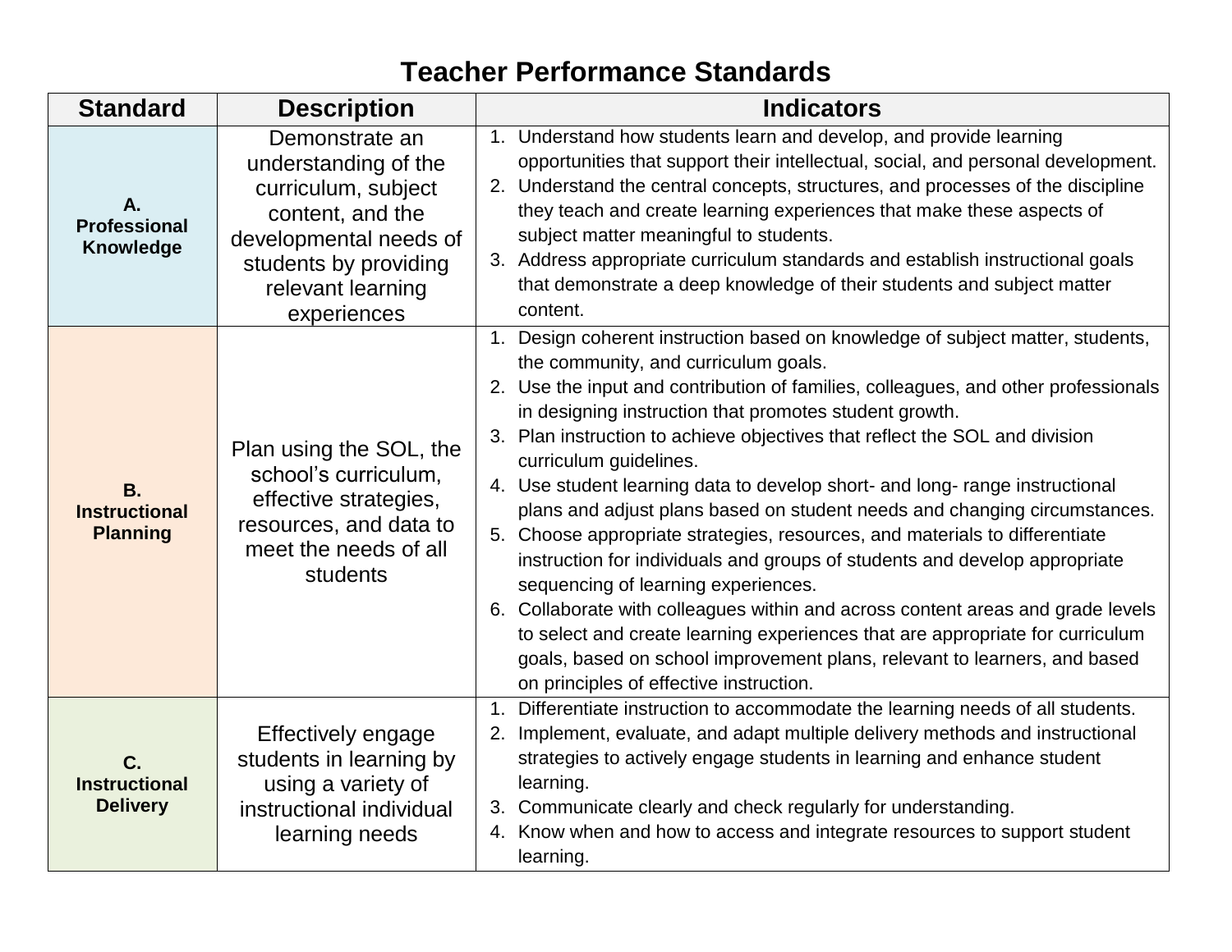# Teacher Performance Standards

| Standard | Description | Indicators |
|---|---|---|
| **A. Professional Knowledge** | Demonstrate an understanding of the curriculum, subject content, and the developmental needs of students by providing relevant learning experiences | 1. Understand how students learn and develop, and provide learning opportunities that support their intellectual, social, and personal development.<br>2. Understand the central concepts, structures, and processes of the discipline they teach and create learning experiences that make these aspects of subject matter meaningful to students.<br>3. Address appropriate curriculum standards and establish instructional goals that demonstrate a deep knowledge of their students and subject matter content. |
| **B. Instructional Planning** | Plan using the SOL, the school's curriculum, effective strategies, resources, and data to meet the needs of all students | 1. Design coherent instruction based on knowledge of subject matter, students, the community, and curriculum goals.<br>2. Use the input and contribution of families, colleagues, and other professionals in designing instruction that promotes student growth.<br>3. Plan instruction to achieve objectives that reflect the SOL and division curriculum guidelines.<br>4. Use student learning data to develop short- and long- range instructional plans and adjust plans based on student needs and changing circumstances.<br>5. Choose appropriate strategies, resources, and materials to differentiate instruction for individuals and groups of students and develop appropriate sequencing of learning experiences.<br>6. Collaborate with colleagues within and across content areas and grade levels to select and create learning experiences that are appropriate for curriculum goals, based on school improvement plans, relevant to learners, and based on principles of effective instruction. |
| **C. Instructional Delivery** | Effectively engage students in learning by using a variety of instructional individual learning needs | 1. Differentiate instruction to accommodate the learning needs of all students.<br>2. Implement, evaluate, and adapt multiple delivery methods and instructional strategies to actively engage students in learning and enhance student learning.<br>3. Communicate clearly and check regularly for understanding.<br>4. Know when and how to access and integrate resources to support student learning. |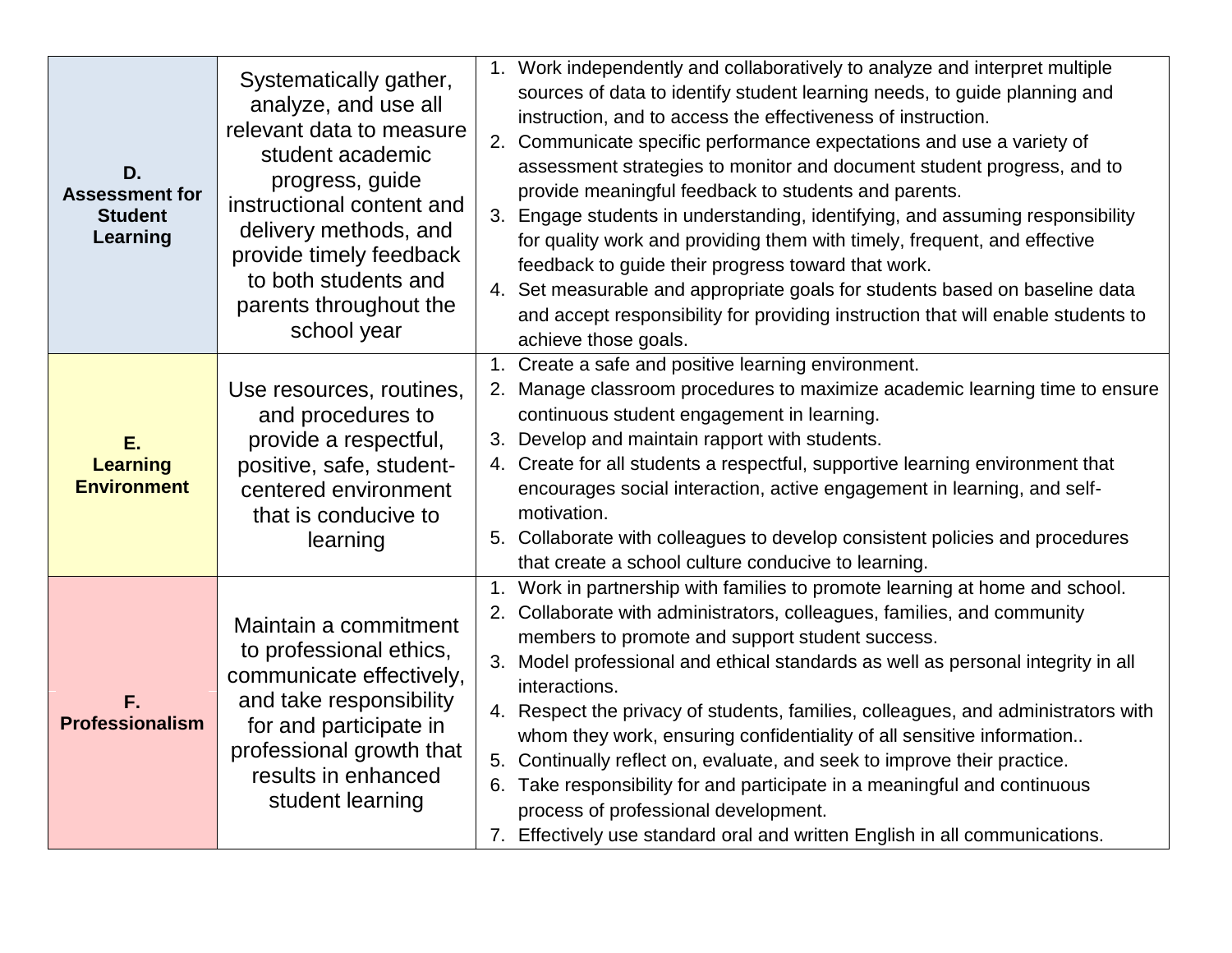| | | |
|---|---|---|
| **D. Assessment for Student Learning** | Systematically gather, analyze, and use all relevant data to measure student academic progress, guide instructional content and delivery methods, and provide timely feedback to both students and parents throughout the school year | 1. Work independently and collaboratively to analyze and interpret multiple sources of data to identify student learning needs, to guide planning and instruction, and to access the effectiveness of instruction.<br>2. Communicate specific performance expectations and use a variety of assessment strategies to monitor and document student progress, and to provide meaningful feedback to students and parents.<br>3. Engage students in understanding, identifying, and assuming responsibility for quality work and providing them with timely, frequent, and effective feedback to guide their progress toward that work.<br>4. Set measurable and appropriate goals for students based on baseline data and accept responsibility for providing instruction that will enable students to achieve those goals. |
| **E. Learning Environment** | Use resources, routines, and procedures to provide a respectful, positive, safe, student-centered environment that is conducive to learning | 1. Create a safe and positive learning environment.<br>2. Manage classroom procedures to maximize academic learning time to ensure continuous student engagement in learning.<br>3. Develop and maintain rapport with students.<br>4. Create for all students a respectful, supportive learning environment that encourages social interaction, active engagement in learning, and self-motivation.<br>5. Collaborate with colleagues to develop consistent policies and procedures that create a school culture conducive to learning. |
| **F. Professionalism** | Maintain a commitment to professional ethics, communicate effectively, and take responsibility for and participate in professional growth that results in enhanced student learning | 1. Work in partnership with families to promote learning at home and school.<br>2. Collaborate with administrators, colleagues, families, and community members to promote and support student success.<br>3. Model professional and ethical standards as well as personal integrity in all interactions.<br>4. Respect the privacy of students, families, colleagues, and administrators with whom they work, ensuring confidentiality of all sensitive information..<br>5. Continually reflect on, evaluate, and seek to improve their practice.<br>6. Take responsibility for and participate in a meaningful and continuous process of professional development.<br>7. Effectively use standard oral and written English in all communications. |